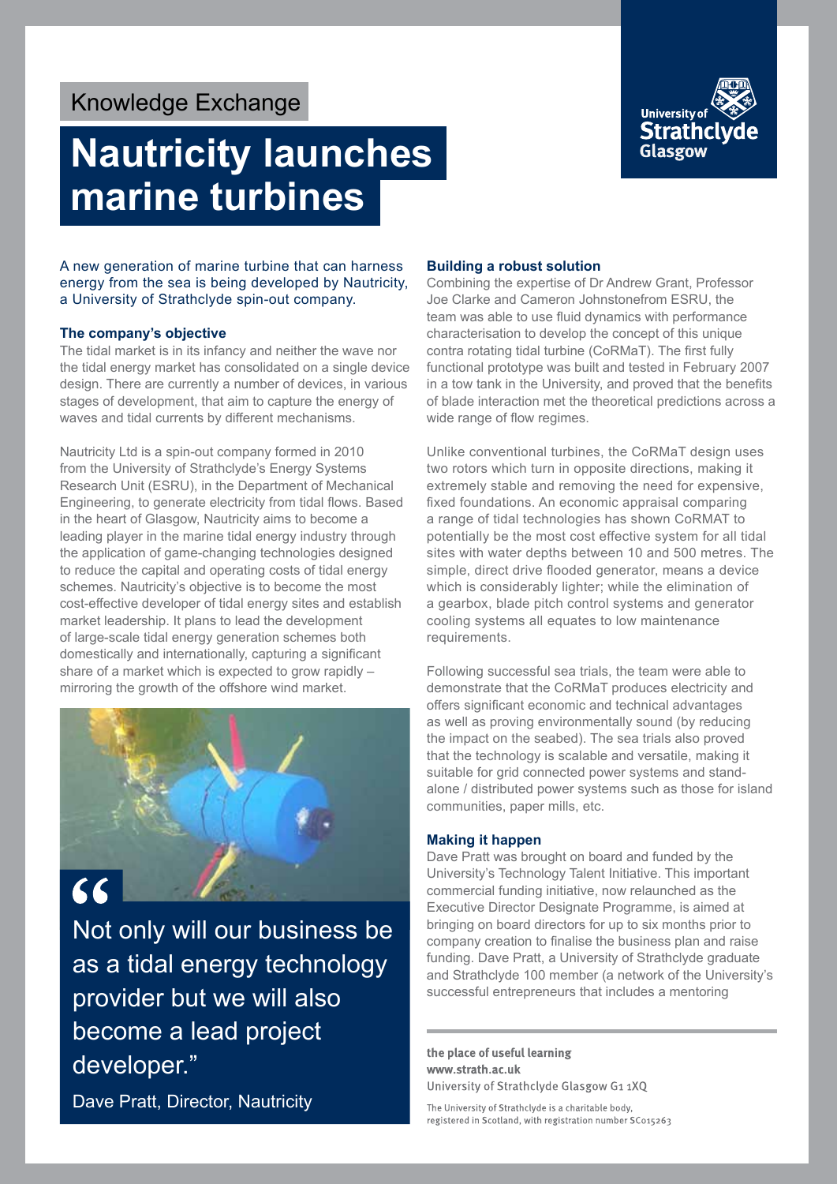Knowledge Exchange

# Nautricity launches marine turbines

University of Strathclyde Glasgow

A new generation of marine turbine that can harness energy from the sea is being developed by Nautricity, a University of Strathclyde spin-out company.

### The company's objective

The tidal market is in its infancy and neither the wave nor the tidal energy market has consolidated on a single device design. There are currently a number of devices, in various stages of development, that aim to capture the energy of waves and tidal currents by different mechanisms.

Nautricity Ltd is a spin-out company formed in 2010 from the University of Strathclyde's Energy Systems Research Unit (ESRU), in the Department of Mechanical Engineering, to generate electricity from tidal flows. Based in the heart of Glasgow, Nautricity aims to become a leading player in the marine tidal energy industry through the application of game-changing technologies designed to reduce the capital and operating costs of tidal energy schemes. Nautricity's objective is to become the most cost-effective developer of tidal energy sites and establish market leadership. It plans to lead the development of large-scale tidal energy generation schemes both domestically and internationally, capturing a significant share of a market which is expected to grow rapidly – mirroring the growth of the offshore wind market.

> "Not only will our business be as a tidal energy technology provider but we will also become a lead project developer."
>
> Dave Pratt, Director, Nautricity

### Building a robust solution

Combining the expertise of Dr Andrew Grant, Professor Joe Clarke and Cameron Johnstonefrom ESRU, the team was able to use fluid dynamics with performance characterisation to develop the concept of this unique contra rotating tidal turbine (CoRMaT). The first fully functional prototype was built and tested in February 2007 in a tow tank in the University, and proved that the benefits of blade interaction met the theoretical predictions across a wide range of flow regimes.

Unlike conventional turbines, the CoRMaT design uses two rotors which turn in opposite directions, making it extremely stable and removing the need for expensive, fixed foundations. An economic appraisal comparing a range of tidal technologies has shown CoRMAT to potentially be the most cost effective system for all tidal sites with water depths between 10 and 500 metres. The simple, direct drive flooded generator, means a device which is considerably lighter; while the elimination of a gearbox, blade pitch control systems and generator cooling systems all equates to low maintenance requirements.

Following successful sea trials, the team were able to demonstrate that the CoRMaT produces electricity and offers significant economic and technical advantages as well as proving environmentally sound (by reducing the impact on the seabed). The sea trials also proved that the technology is scalable and versatile, making it suitable for grid connected power systems and stand-alone / distributed power systems such as those for island communities, paper mills, etc.

### Making it happen

Dave Pratt was brought on board and funded by the University's Technology Talent Initiative. This important commercial funding initiative, now relaunched as the Executive Director Designate Programme, is aimed at bringing on board directors for up to six months prior to company creation to finalise the business plan and raise funding. Dave Pratt, a University of Strathclyde graduate and Strathclyde 100 member (a network of the University's successful entrepreneurs that includes a mentoring

**the place of useful learning**
**www.strath.ac.uk**
University of Strathclyde Glasgow G1 1XQ

The University of Strathclyde is a charitable body, registered in Scotland, with registration number SC015263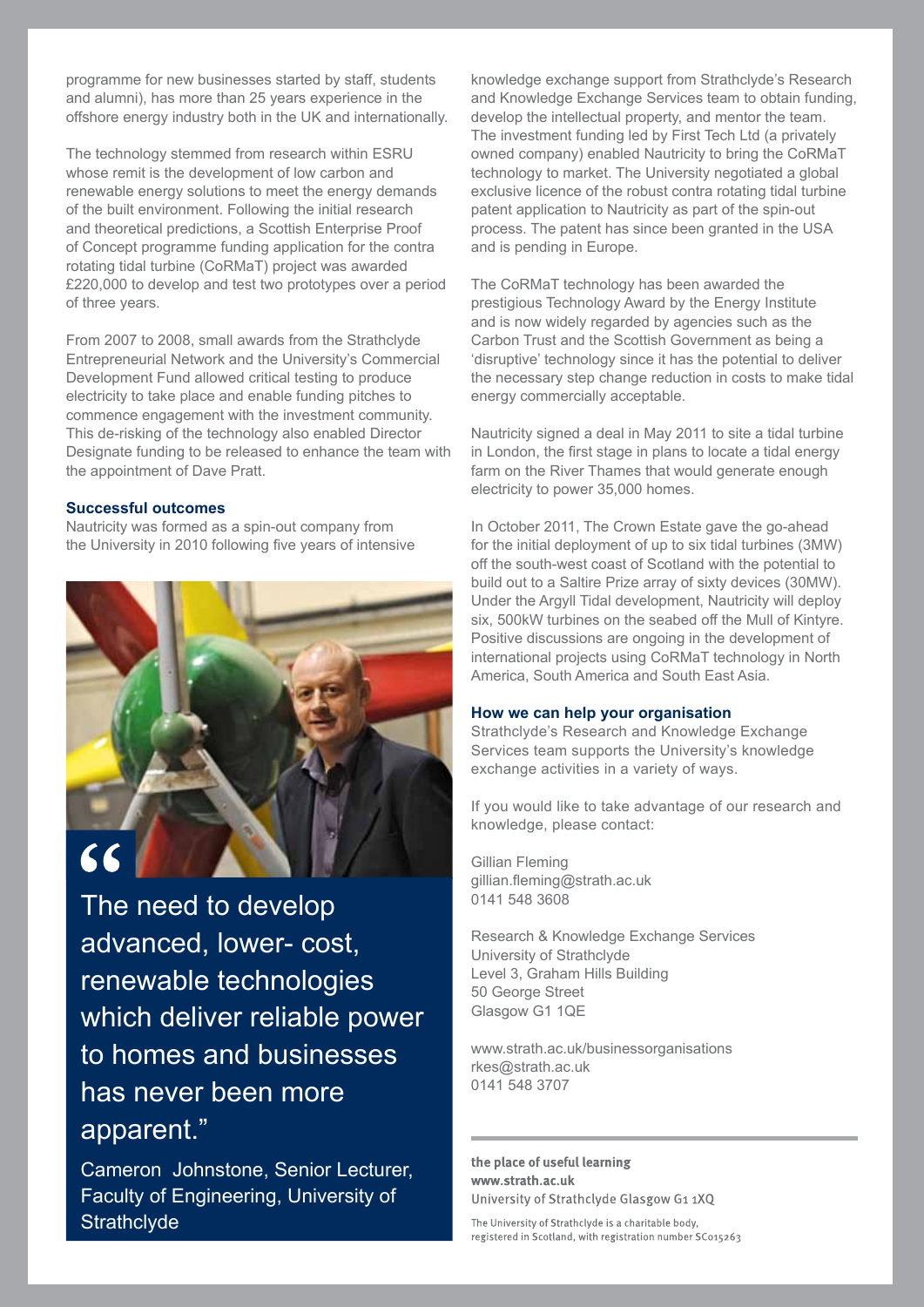programme for new businesses started by staff, students and alumni), has more than 25 years experience in the offshore energy industry both in the UK and internationally.

The technology stemmed from research within ESRU whose remit is the development of low carbon and renewable energy solutions to meet the energy demands of the built environment. Following the initial research and theoretical predictions, a Scottish Enterprise Proof of Concept programme funding application for the contra rotating tidal turbine (CoRMaT) project was awarded £220,000 to develop and test two prototypes over a period of three years.

From 2007 to 2008, small awards from the Strathclyde Entrepreneurial Network and the University's Commercial Development Fund allowed critical testing to produce electricity to take place and enable funding pitches to commence engagement with the investment community. This de-risking of the technology also enabled Director Designate funding to be released to enhance the team with the appointment of Dave Pratt.

### Successful outcomes

Nautricity was formed as a spin-out company from the University in 2010 following five years of intensive knowledge exchange support from Strathclyde's Research and Knowledge Exchange Services team to obtain funding, develop the intellectual property, and mentor the team. The investment funding led by First Tech Ltd (a privately owned company) enabled Nautricity to bring the CoRMaT technology to market. The University negotiated a global exclusive licence of the robust contra rotating tidal turbine patent application to Nautricity as part of the spin-out process. The patent has since been granted in the USA and is pending in Europe.

> "The need to develop advanced, lower- cost, renewable technologies which deliver reliable power to homes and businesses has never been more apparent."
>
> Cameron Johnstone, Senior Lecturer, Faculty of Engineering, University of Strathclyde

The CoRMaT technology has been awarded the prestigious Technology Award by the Energy Institute and is now widely regarded by agencies such as the Carbon Trust and the Scottish Government as being a 'disruptive' technology since it has the potential to deliver the necessary step change reduction in costs to make tidal energy commercially acceptable.

Nautricity signed a deal in May 2011 to site a tidal turbine in London, the first stage in plans to locate a tidal energy farm on the River Thames that would generate enough electricity to power 35,000 homes.

In October 2011, The Crown Estate gave the go-ahead for the initial deployment of up to six tidal turbines (3MW) off the south-west coast of Scotland with the potential to build out to a Saltire Prize array of sixty devices (30MW). Under the Argyll Tidal development, Nautricity will deploy six, 500kW turbines on the seabed off the Mull of Kintyre. Positive discussions are ongoing in the development of international projects using CoRMaT technology in North America, South America and South East Asia.

### How we can help your organisation

Strathclyde's Research and Knowledge Exchange Services team supports the University's knowledge exchange activities in a variety of ways.

If you would like to take advantage of our research and knowledge, please contact:

Gillian Fleming
gillian.fleming@strath.ac.uk
0141 548 3608

Research & Knowledge Exchange Services
University of Strathclyde
Level 3, Graham Hills Building
50 George Street
Glasgow G1 1QE

www.strath.ac.uk/businessorganisations
rkes@strath.ac.uk
0141 548 3707

**the place of useful learning**
**www.strath.ac.uk**
University of Strathclyde Glasgow G1 1XQ

The University of Strathclyde is a charitable body, registered in Scotland, with registration number SC015263